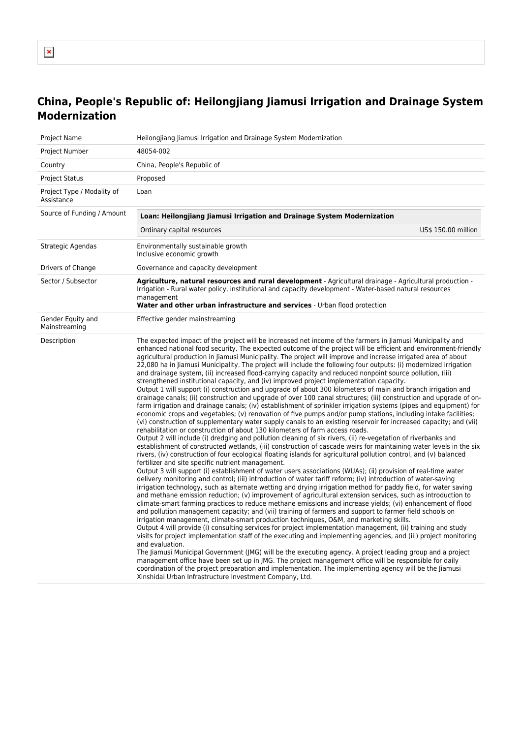# China, People's Republic of: Heilongjiang Jiamusi Irrigation and Drainage System Modernization

| | |
|---|---|
| Project Name | Heilongjiang Jiamusi Irrigation and Drainage System Modernization |
| Project Number | 48054-002 |
| Country | China, People's Republic of |
| Project Status | Proposed |
| Project Type / Modality of Assistance | Loan |
| Source of Funding / Amount | **Loan: Heilongjiang Jiamusi Irrigation and Drainage System Modernization**<br>Ordinary capital resources — US$ 150.00 million |
| Strategic Agendas | Environmentally sustainable growth<br>Inclusive economic growth |
| Drivers of Change | Governance and capacity development |
| Sector / Subsector | **Agriculture, natural resources and rural development** - Agricultural drainage - Agricultural production - Irrigation - Rural water policy, institutional and capacity development - Water-based natural resources management<br>**Water and other urban infrastructure and services** - Urban flood protection |
| Gender Equity and Mainstreaming | Effective gender mainstreaming |
| Description | The expected impact of the project will be increased net income of the farmers in Jiamusi Municipality and enhanced national food security. The expected outcome of the project will be efficient and environment-friendly agricultural production in Jiamusi Municipality. The project will improve and increase irrigated area of about 22,080 ha in Jiamusi Municipality. The project will include the following four outputs: (i) modernized irrigation and drainage system, (ii) increased flood-carrying capacity and reduced nonpoint source pollution, (iii) strengthened institutional capacity, and (iv) improved project implementation capacity.<br>Output 1 will support (i) construction and upgrade of about 300 kilometers of main and branch irrigation and drainage canals; (ii) construction and upgrade of over 100 canal structures; (iii) construction and upgrade of on-farm irrigation and drainage canals; (iv) establishment of sprinkler irrigation systems (pipes and equipment) for economic crops and vegetables; (v) renovation of five pumps and/or pump stations, including intake facilities; (vi) construction of supplementary water supply canals to an existing reservoir for increased capacity; and (vii) rehabilitation or construction of about 130 kilometers of farm access roads.<br>Output 2 will include (i) dredging and pollution cleaning of six rivers, (ii) re-vegetation of riverbanks and establishment of constructed wetlands, (iii) construction of cascade weirs for maintaining water levels in the six rivers, (iv) construction of four ecological floating islands for agricultural pollution control, and (v) balanced fertilizer and site specific nutrient management.<br>Output 3 will support (i) establishment of water users associations (WUAs); (ii) provision of real-time water delivery monitoring and control; (iii) introduction of water tariff reform; (iv) introduction of water-saving irrigation technology, such as alternate wetting and drying irrigation method for paddy field, for water saving and methane emission reduction; (v) improvement of agricultural extension services, such as introduction to climate-smart farming practices to reduce methane emissions and increase yields; (vi) enhancement of flood and pollution management capacity; and (vii) training of farmers and support to farmer field schools on irrigation management, climate-smart production techniques, O&M, and marketing skills.<br>Output 4 will provide (i) consulting services for project implementation management, (ii) training and study visits for project implementation staff of the executing and implementing agencies, and (iii) project monitoring and evaluation.<br>The Jiamusi Municipal Government (JMG) will be the executing agency. A project leading group and a project management office have been set up in JMG. The project management office will be responsible for daily coordination of the project preparation and implementation. The implementing agency will be the Jiamusi Xinshidai Urban Infrastructure Investment Company, Ltd. |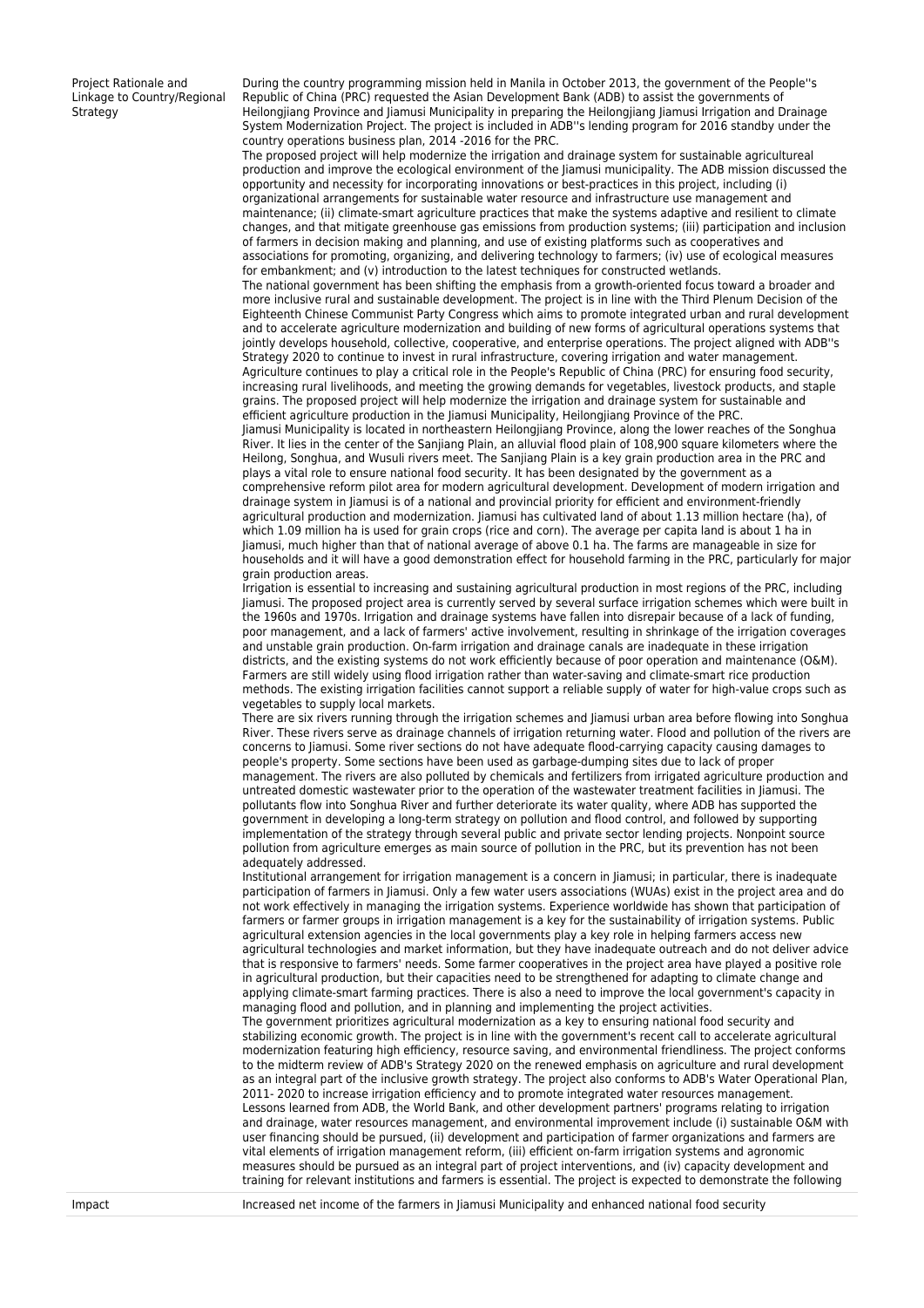| | |
|---|---|
| Project Rationale and Linkage to Country/Regional Strategy | During the country programming mission held in Manila in October 2013, the government of the People''s Republic of China (PRC) requested the Asian Development Bank (ADB) to assist the governments of Heilongjiang Province and Jiamusi Municipality in preparing the Heilongjiang Jiamusi Irrigation and Drainage System Modernization Project. The project is included in ADB''s lending program for 2016 standby under the country operations business plan, 2014 -2016 for the PRC.<br>The proposed project will help modernize the irrigation and drainage system for sustainable agricultureal production and improve the ecological environment of the Jiamusi municipality. The ADB mission discussed the opportunity and necessity for incorporating innovations or best-practices in this project, including (i) organizational arrangements for sustainable water resource and infrastructure use management and maintenance; (ii) climate-smart agriculture practices that make the systems adaptive and resilient to climate changes, and that mitigate greenhouse gas emissions from production systems; (iii) participation and inclusion of farmers in decision making and planning, and use of existing platforms such as cooperatives and associations for promoting, organizing, and delivering technology to farmers; (iv) use of ecological measures for embankment; and (v) introduction to the latest techniques for constructed wetlands.<br>The national government has been shifting the emphasis from a growth-oriented focus toward a broader and more inclusive rural and sustainable development. The project is in line with the Third Plenum Decision of the Eighteenth Chinese Communist Party Congress which aims to promote integrated urban and rural development and to accelerate agriculture modernization and building of new forms of agricultural operations systems that jointly develops household, collective, cooperative, and enterprise operations. The project aligned with ADB''s Strategy 2020 to continue to invest in rural infrastructure, covering irrigation and water management.<br>Agriculture continues to play a critical role in the People's Republic of China (PRC) for ensuring food security, increasing rural livelihoods, and meeting the growing demands for vegetables, livestock products, and staple grains. The proposed project will help modernize the irrigation and drainage system for sustainable and efficient agriculture production in the Jiamusi Municipality, Heilongjiang Province of the PRC.<br>Jiamusi Municipality is located in northeastern Heilongjiang Province, along the lower reaches of the Songhua River. It lies in the center of the Sanjiang Plain, an alluvial flood plain of 108,900 square kilometers where the Heilong, Songhua, and Wusuli rivers meet. The Sanjiang Plain is a key grain production area in the PRC and plays a vital role to ensure national food security. It has been designated by the government as a comprehensive reform pilot area for modern agricultural development. Development of modern irrigation and drainage system in Jiamusi is of a national and provincial priority for efficient and environment-friendly agricultural production and modernization. Jiamusi has cultivated land of about 1.13 million hectare (ha), of which 1.09 million ha is used for grain crops (rice and corn). The average per capita land is about 1 ha in Jiamusi, much higher than that of national average of above 0.1 ha. The farms are manageable in size for households and it will have a good demonstration effect for household farming in the PRC, particularly for major grain production areas.<br>Irrigation is essential to increasing and sustaining agricultural production in most regions of the PRC, including Jiamusi. The proposed project area is currently served by several surface irrigation schemes which were built in the 1960s and 1970s. Irrigation and drainage systems have fallen into disrepair because of a lack of funding, poor management, and a lack of farmers' active involvement, resulting in shrinkage of the irrigation coverages and unstable grain production. On-farm irrigation and drainage canals are inadequate in these irrigation districts, and the existing systems do not work efficiently because of poor operation and maintenance (O&M). Farmers are still widely using flood irrigation rather than water-saving and climate-smart rice production methods. The existing irrigation facilities cannot support a reliable supply of water for high-value crops such as vegetables to supply local markets.<br>There are six rivers running through the irrigation schemes and Jiamusi urban area before flowing into Songhua River. These rivers serve as drainage channels of irrigation returning water. Flood and pollution of the rivers are concerns to Jiamusi. Some river sections do not have adequate flood-carrying capacity causing damages to people's property. Some sections have been used as garbage-dumping sites due to lack of proper management. The rivers are also polluted by chemicals and fertilizers from irrigated agriculture production and untreated domestic wastewater prior to the operation of the wastewater treatment facilities in Jiamusi. The pollutants flow into Songhua River and further deteriorate its water quality, where ADB has supported the government in developing a long-term strategy on pollution and flood control, and followed by supporting implementation of the strategy through several public and private sector lending projects. Nonpoint source pollution from agriculture emerges as main source of pollution in the PRC, but its prevention has not been adequately addressed.<br>Institutional arrangement for irrigation management is a concern in Jiamusi; in particular, there is inadequate participation of farmers in Jiamusi. Only a few water users associations (WUAs) exist in the project area and do not work effectively in managing the irrigation systems. Experience worldwide has shown that participation of farmers or farmer groups in irrigation management is a key for the sustainability of irrigation systems. Public agricultural extension agencies in the local governments play a key role in helping farmers access new agricultural technologies and market information, but they have inadequate outreach and do not deliver advice that is responsive to farmers' needs. Some farmer cooperatives in the project area have played a positive role in agricultural production, but their capacities need to be strengthened for adapting to climate change and applying climate-smart farming practices. There is also a need to improve the local government's capacity in managing flood and pollution, and in planning and implementing the project activities.<br>The government prioritizes agricultural modernization as a key to ensuring national food security and stabilizing economic growth. The project is in line with the government's recent call to accelerate agricultural modernization featuring high efficiency, resource saving, and environmental friendliness. The project conforms to the midterm review of ADB's Strategy 2020 on the renewed emphasis on agriculture and rural development as an integral part of the inclusive growth strategy. The project also conforms to ADB's Water Operational Plan, 2011- 2020 to increase irrigation efficiency and to promote integrated water resources management.<br>Lessons learned from ADB, the World Bank, and other development partners' programs relating to irrigation and drainage, water resources management, and environmental improvement include (i) sustainable O&M with user financing should be pursued, (ii) development and participation of farmer organizations and farmers are vital elements of irrigation management reform, (iii) efficient on-farm irrigation systems and agronomic measures should be pursued as an integral part of project interventions, and (iv) capacity development and training for relevant institutions and farmers is essential. The project is expected to demonstrate the following |
| Impact | Increased net income of the farmers in Jiamusi Municipality and enhanced national food security |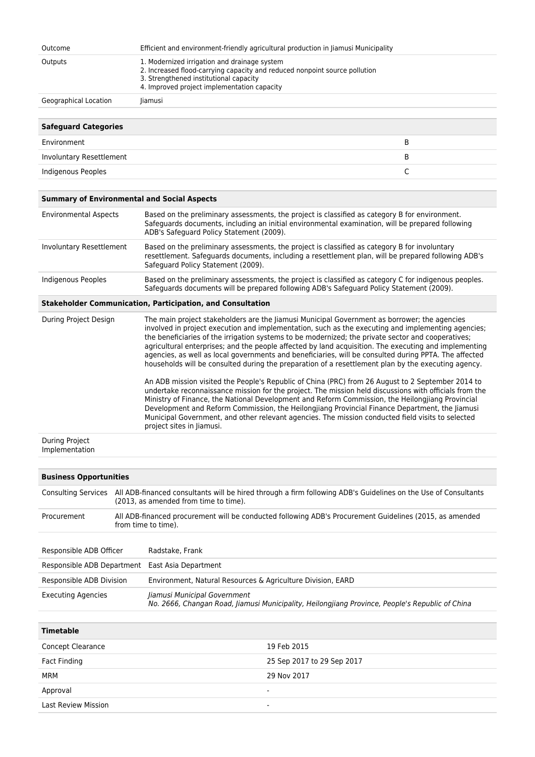| | |
|---|---|
| Outcome | Efficient and environment-friendly agricultural production in Jiamusi Municipality |
| Outputs | 1. Modernized irrigation and drainage system<br>2. Increased flood-carrying capacity and reduced nonpoint source pollution<br>3. Strengthened institutional capacity<br>4. Improved project implementation capacity |
| Geographical Location | Jiamusi |

| Safeguard Categories | |
|---|---|
| Environment | B |
| Involuntary Resettlement | B |
| Indigenous Peoples | C |

| Summary of Environmental and Social Aspects | |
|---|---|
| Environmental Aspects | Based on the preliminary assessments, the project is classified as category B for environment. Safeguards documents, including an initial environmental examination, will be prepared following ADB's Safeguard Policy Statement (2009). |
| Involuntary Resettlement | Based on the preliminary assessments, the project is classified as category B for involuntary resettlement. Safeguards documents, including a resettlement plan, will be prepared following ADB's Safeguard Policy Statement (2009). |
| Indigenous Peoples | Based on the preliminary assessments, the project is classified as category C for indigenous peoples. Safeguards documents will be prepared following ADB's Safeguard Policy Statement (2009). |

| Stakeholder Communication, Participation, and Consultation | |
|---|---|
| During Project Design | The main project stakeholders are the Jiamusi Municipal Government as borrower; the agencies involved in project execution and implementation, such as the executing and implementing agencies; the beneficiaries of the irrigation systems to be modernized; the private sector and cooperatives; agricultural enterprises; and the people affected by land acquisition. The executing and implementing agencies, as well as local governments and beneficiaries, will be consulted during PPTA. The affected households will be consulted during the preparation of a resettlement plan by the executing agency.<br><br>An ADB mission visited the People's Republic of China (PRC) from 26 August to 2 September 2014 to undertake reconnaissance mission for the project. The mission held discussions with officials from the Ministry of Finance, the National Development and Reform Commission, the Heilongjiang Provincial Development and Reform Commission, the Heilongjiang Provincial Finance Department, the Jiamusi Municipal Government, and other relevant agencies. The mission conducted field visits to selected project sites in Jiamusi. |
| During Project Implementation | |

| Business Opportunities | |
|---|---|
| Consulting Services | All ADB-financed consultants will be hired through a firm following ADB's Guidelines on the Use of Consultants (2013, as amended from time to time). |
| Procurement | All ADB-financed procurement will be conducted following ADB's Procurement Guidelines (2015, as amended from time to time). |

| | |
|---|---|
| Responsible ADB Officer | Radstake, Frank |
| Responsible ADB Department | East Asia Department |
| Responsible ADB Division | Environment, Natural Resources & Agriculture Division, EARD |
| Executing Agencies | *Jiamusi Municipal Government*<br>*No. 2666, Changan Road, Jiamusi Municipality, Heilongjiang Province, People's Republic of China* |

| Timetable | |
|---|---|
| Concept Clearance | 19 Feb 2015 |
| Fact Finding | 25 Sep 2017 to 29 Sep 2017 |
| MRM | 29 Nov 2017 |
| Approval | - |
| Last Review Mission | - |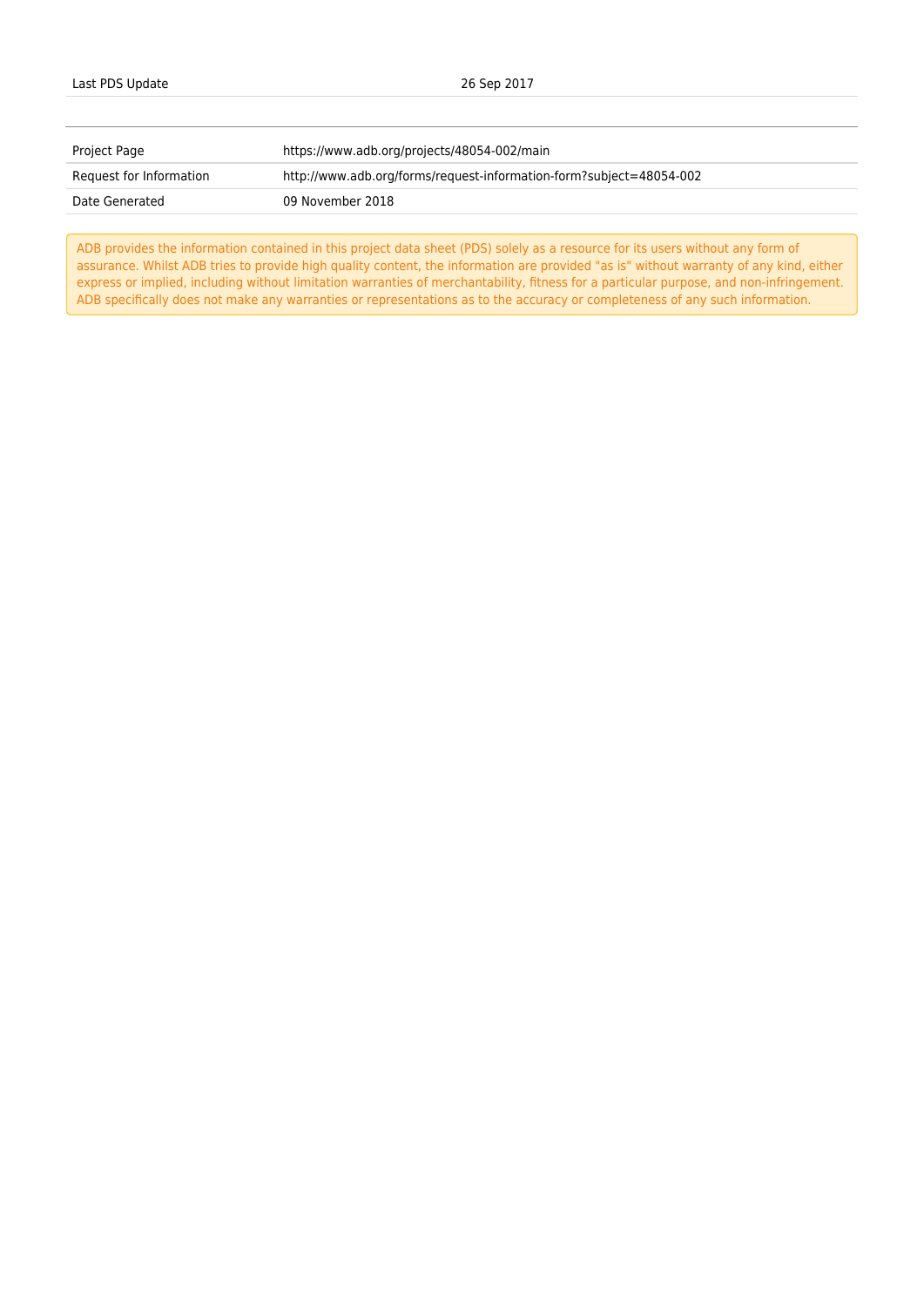| | |
|---|---|
| Last PDS Update | 26 Sep 2017 |

| | |
|---|---|
| Project Page | https://www.adb.org/projects/48054-002/main |
| Request for Information | http://www.adb.org/forms/request-information-form?subject=48054-002 |
| Date Generated | 09 November 2018 |

ADB provides the information contained in this project data sheet (PDS) solely as a resource for its users without any form of assurance. Whilst ADB tries to provide high quality content, the information are provided "as is" without warranty of any kind, either express or implied, including without limitation warranties of merchantability, fitness for a particular purpose, and non-infringement. ADB specifically does not make any warranties or representations as to the accuracy or completeness of any such information.